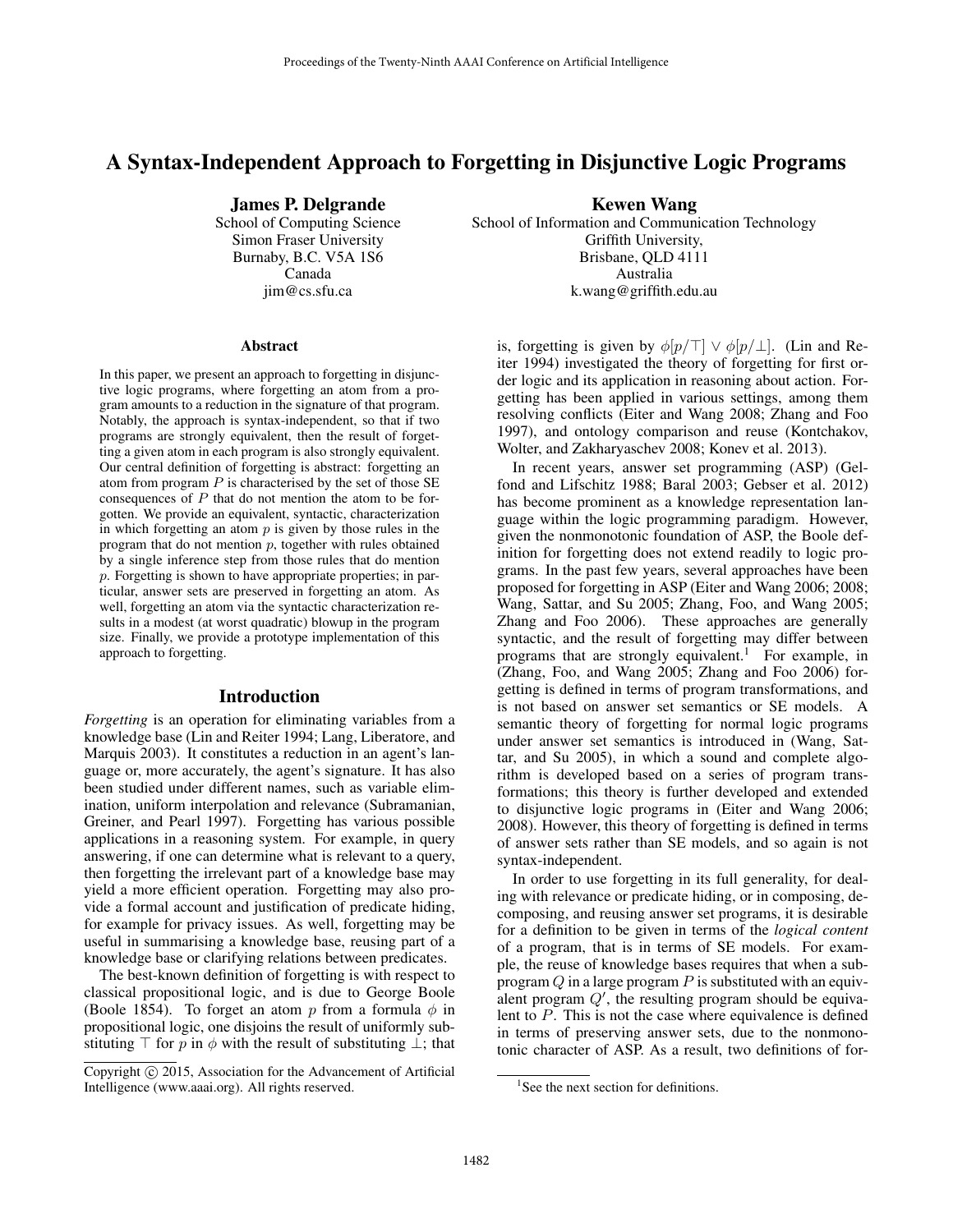# A Syntax-Independent Approach to Forgetting in Disjunctive Logic Programs

**James P. Delgrande**
School of Computing Science
Simon Fraser University
Burnaby, B.C. V5A 1S6
Canada
jim@cs.sfu.ca

**Kewen Wang**
School of Information and Communication Technology
Griffith University,
Brisbane, QLD 4111
Australia
k.wang@griffith.edu.au

## Abstract

In this paper, we present an approach to forgetting in disjunctive logic programs, where forgetting an atom from a program amounts to a reduction in the signature of that program. Notably, the approach is syntax-independent, so that if two programs are strongly equivalent, then the result of forgetting a given atom in each program is also strongly equivalent. Our central definition of forgetting is abstract: forgetting an atom from program $P$ is characterised by the set of those SE consequences of $P$ that do not mention the atom to be forgotten. We provide an equivalent, syntactic, characterization in which forgetting an atom $p$ is given by those rules in the program that do not mention $p$, together with rules obtained by a single inference step from those rules that do mention $p$. Forgetting is shown to have appropriate properties; in particular, answer sets are preserved in forgetting an atom. As well, forgetting an atom via the syntactic characterization results in a modest (at worst quadratic) blowup in the program size. Finally, we provide a prototype implementation of this approach to forgetting.

## Introduction

*Forgetting* is an operation for eliminating variables from a knowledge base (Lin and Reiter 1994; Lang, Liberatore, and Marquis 2003). It constitutes a reduction in an agent's language or, more accurately, the agent's signature. It has also been studied under different names, such as variable elimination, uniform interpolation and relevance (Subramanian, Greiner, and Pearl 1997). Forgetting has various possible applications in a reasoning system. For example, in query answering, if one can determine what is relevant to a query, then forgetting the irrelevant part of a knowledge base may yield a more efficient operation. Forgetting may also provide a formal account and justification of predicate hiding, for example for privacy issues. As well, forgetting may be useful in summarising a knowledge base, reusing part of a knowledge base or clarifying relations between predicates.

The best-known definition of forgetting is with respect to classical propositional logic, and is due to George Boole (Boole 1854). To forget an atom $p$ from a formula $\phi$ in propositional logic, one disjoins the result of uniformly substituting $\top$ for $p$ in $\phi$ with the result of substituting $\bot$; that is, forgetting is given by $\phi[p/\top] \vee \phi[p/\bot]$. (Lin and Reiter 1994) investigated the theory of forgetting for first order logic and its application in reasoning about action. Forgetting has been applied in various settings, among them resolving conflicts (Eiter and Wang 2008; Zhang and Foo 1997), and ontology comparison and reuse (Kontchakov, Wolter, and Zakharyaschev 2008; Konev et al. 2013).

In recent years, answer set programming (ASP) (Gelfond and Lifschitz 1988; Baral 2003; Gebser et al. 2012) has become prominent as a knowledge representation language within the logic programming paradigm. However, given the nonmonotonic foundation of ASP, the Boole definition for forgetting does not extend readily to logic programs. In the past few years, several approaches have been proposed for forgetting in ASP (Eiter and Wang 2006; 2008; Wang, Sattar, and Su 2005; Zhang, Foo, and Wang 2005; Zhang and Foo 2006). These approaches are generally syntactic, and the result of forgetting may differ between programs that are strongly equivalent.[1] For example, in (Zhang, Foo, and Wang 2005; Zhang and Foo 2006) forgetting is defined in terms of program transformations, and is not based on answer set semantics or SE models. A semantic theory of forgetting for normal logic programs under answer set semantics is introduced in (Wang, Sattar, and Su 2005), in which a sound and complete algorithm is developed based on a series of program transformations; this theory is further developed and extended to disjunctive logic programs in (Eiter and Wang 2006; 2008). However, this theory of forgetting is defined in terms of answer sets rather than SE models, and so again is not syntax-independent.

In order to use forgetting in its full generality, for dealing with relevance or predicate hiding, or in composing, decomposing, and reusing answer set programs, it is desirable for a definition to be given in terms of the *logical content* of a program, that is in terms of SE models. For example, the reuse of knowledge bases requires that when a subprogram $Q$ in a large program $P$ is substituted with an equivalent program $Q'$, the resulting program should be equivalent to $P$. This is not the case where equivalence is defined in terms of preserving answer sets, due to the nonmonotonic character of ASP. As a result, two definitions of for-

[1] See the next section for definitions.

Copyright © 2015, Association for the Advancement of Artificial Intelligence (www.aaai.org). All rights reserved.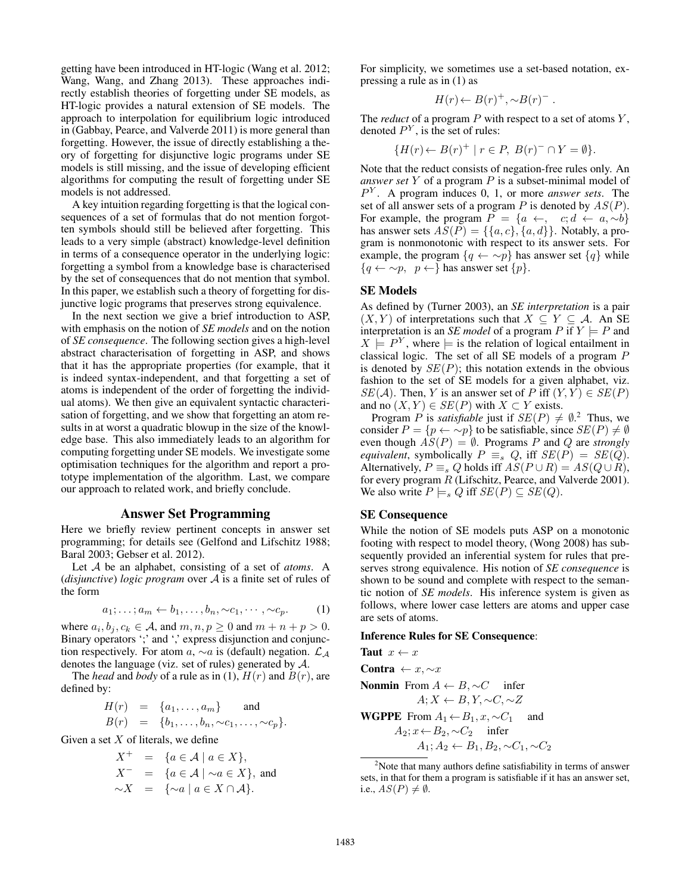getting have been introduced in HT-logic (Wang et al. 2012; Wang, Wang, and Zhang 2013). These approaches indirectly establish theories of forgetting under SE models, as HT-logic provides a natural extension of SE models. The approach to interpolation for equilibrium logic introduced in (Gabbay, Pearce, and Valverde 2011) is more general than forgetting. However, the issue of directly establishing a theory of forgetting for disjunctive logic programs under SE models is still missing, and the issue of developing efficient algorithms for computing the result of forgetting under SE models is not addressed.

A key intuition regarding forgetting is that the logical consequences of a set of formulas that do not mention forgotten symbols should still be believed after forgetting. This leads to a very simple (abstract) knowledge-level definition in terms of a consequence operator in the underlying logic: forgetting a symbol from a knowledge base is characterised by the set of consequences that do not mention that symbol. In this paper, we establish such a theory of forgetting for disjunctive logic programs that preserves strong equivalence.

In the next section we give a brief introduction to ASP, with emphasis on the notion of *SE models* and on the notion of *SE consequence*. The following section gives a high-level abstract characterisation of forgetting in ASP, and shows that it has the appropriate properties (for example, that it is indeed syntax-independent, and that forgetting a set of atoms is independent of the order of forgetting the individual atoms). We then give an equivalent syntactic characterisation of forgetting, and we show that forgetting an atom results in at worst a quadratic blowup in the size of the knowledge base. This also immediately leads to an algorithm for computing forgetting under SE models. We investigate some optimisation techniques for the algorithm and report a prototype implementation of the algorithm. Last, we compare our approach to related work, and briefly conclude.

## Answer Set Programming

Here we briefly review pertinent concepts in answer set programming; for details see (Gelfond and Lifschitz 1988; Baral 2003; Gebser et al. 2012).

Let $\mathcal{A}$ be an alphabet, consisting of a set of *atoms*. A (*disjunctive*) *logic program* over $\mathcal{A}$ is a finite set of rules of the form

$$a_1; \ldots; a_m \leftarrow b_1, \ldots, b_n, \sim c_1, \cdots, \sim c_p. \tag{1}$$

where $a_i, b_j, c_k \in \mathcal{A}$, and $m, n, p \geq 0$ and $m + n + p > 0$. Binary operators ';' and ',' express disjunction and conjunction respectively. For atom $a$, $\sim a$ is (default) negation. $\mathcal{L}_\mathcal{A}$ denotes the language (viz. set of rules) generated by $\mathcal{A}$.

The *head* and *body* of a rule as in (1), $H(r)$ and $B(r)$, are defined by:

$$\begin{aligned} H(r) &= \{a_1, \ldots, a_m\} \quad \text{and} \\ B(r) &= \{b_1, \ldots, b_n, \sim c_1, \ldots, \sim c_p\}. \end{aligned}$$

Given a set $X$ of literals, we define

$$\begin{aligned} X^+ &= \{a \in \mathcal{A} \mid a \in X\}, \\ X^- &= \{a \in \mathcal{A} \mid \sim a \in X\}, \text{ and} \\ \sim X &= \{\sim a \mid a \in X \cap \mathcal{A}\}. \end{aligned}$$

For simplicity, we sometimes use a set-based notation, expressing a rule as in (1) as

$$H(r) \leftarrow B(r)^+, \sim B(r)^- .$$

The *reduct* of a program $P$ with respect to a set of atoms $Y$, denoted $P^Y$, is the set of rules:

$$\{H(r) \leftarrow B(r)^+ \mid r \in P,\ B(r)^- \cap Y = \emptyset\}.$$

Note that the reduct consists of negation-free rules only. An *answer set* $Y$ of a program $P$ is a subset-minimal model of $P^Y$. A program induces 0, 1, or more *answer sets*. The set of all answer sets of a program $P$ is denoted by $AS(P)$. For example, the program $P = \{a \leftarrow, \quad c; d \leftarrow a, \sim b\}$ has answer sets $AS(P) = \{\{a, c\}, \{a, d\}\}$. Notably, a program is nonmonotonic with respect to its answer sets. For example, the program $\{q \leftarrow \sim p\}$ has answer set $\{q\}$ while $\{q \leftarrow \sim p, \ p \leftarrow\}$ has answer set $\{p\}$.

### SE Models

As defined by (Turner 2003), an *SE interpretation* is a pair $(X, Y)$ of interpretations such that $X \subseteq Y \subseteq \mathcal{A}$. An SE interpretation is an *SE model* of a program $P$ if $Y \models P$ and $X \models P^Y$, where $\models$ is the relation of logical entailment in classical logic. The set of all SE models of a program $P$ is denoted by $SE(P)$; this notation extends in the obvious fashion to the set of SE models for a given alphabet, viz. $SE(\mathcal{A})$. Then, $Y$ is an answer set of $P$ iff $(Y, Y) \in SE(P)$ and no $(X, Y) \in SE(P)$ with $X \subset Y$ exists.

Program $P$ is *satisfiable* just if $SE(P) \neq \emptyset$.[2] Thus, we consider $P = \{p \leftarrow \sim p\}$ to be satisfiable, since $SE(P) \neq \emptyset$ even though $AS(P) = \emptyset$. Programs $P$ and $Q$ are *strongly equivalent*, symbolically $P \equiv_s Q$, iff $SE(P) = SE(Q)$. Alternatively, $P \equiv_s Q$ holds iff $AS(P \cup R) = AS(Q \cup R)$, for every program $R$ (Lifschitz, Pearce, and Valverde 2001). We also write $P \models_s Q$ iff $SE(P) \subseteq SE(Q)$.

### SE Consequence

While the notion of SE models puts ASP on a monotonic footing with respect to model theory, (Wong 2008) has subsequently provided an inferential system for rules that preserves strong equivalence. His notion of *SE consequence* is shown to be sound and complete with respect to the semantic notion of *SE models*. His inference system is given as follows, where lower case letters are atoms and upper case are sets of atoms.

**Inference Rules for SE Consequence**:

**Taut** $x \leftarrow x$

**Contra** $\leftarrow x, \sim x$

**Nonmin** From $A \leftarrow B, \sim C$ infer $A; X \leftarrow B, Y, \sim C, \sim Z$

**WGPPE** From $A_1 \leftarrow B_1, x, \sim C_1$ and $A_2; x \leftarrow B_2, \sim C_2$ infer $A_1; A_2 \leftarrow B_1, B_2, \sim C_1, \sim C_2$

[2] Note that many authors define satisfiability in terms of answer sets, in that for them a program is satisfiable if it has an answer set, i.e., $AS(P) \neq \emptyset$.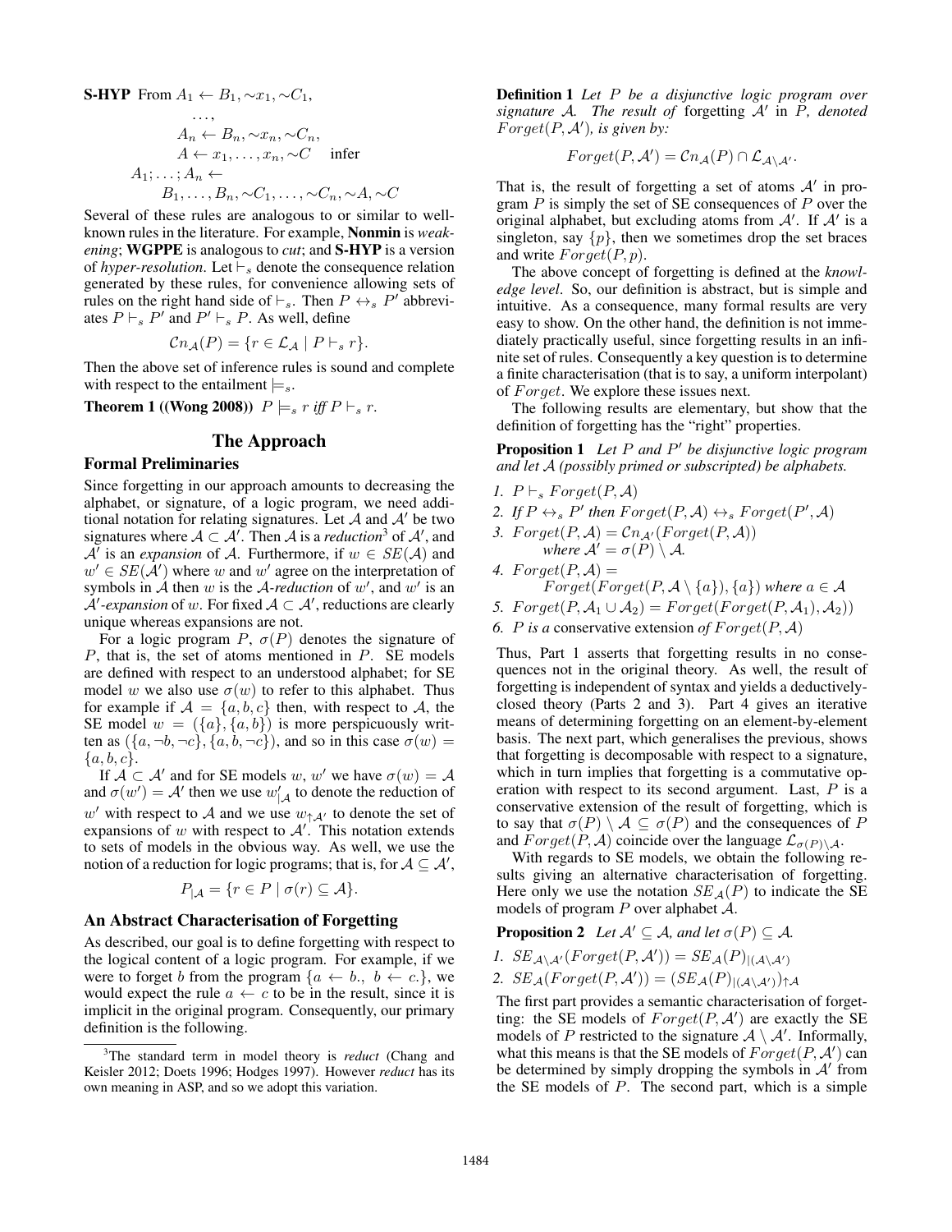**S-HYP** From $A_1 \leftarrow B_1, \sim x_1, \sim C_1,$

$$\ldots,$$
$$A_n \leftarrow B_n, \sim x_n, \sim C_n,$$
$$A \leftarrow x_1, \ldots, x_n, \sim C \quad \text{infer}$$
$$A_1; \ldots; A_n \leftarrow$$
$$B_1, \ldots, B_n, \sim C_1, \ldots, \sim C_n, \sim A, \sim C$$

Several of these rules are analogous to or similar to well-known rules in the literature. For example, **Nonmin** is *weakening*; **WGPPE** is analogous to *cut*; and **S-HYP** is a version of *hyper-resolution*. Let $\vdash_s$ denote the consequence relation generated by these rules, for convenience allowing sets of rules on the right hand side of $\vdash_s$. Then $P \leftrightarrow_s P'$ abbreviates $P \vdash_s P'$ and $P' \vdash_s P$. As well, define

$$\mathcal{C}n_{\mathcal{A}}(P) = \{r \in \mathcal{L}_{\mathcal{A}} \mid P \vdash_s r\}.$$

Then the above set of inference rules is sound and complete with respect to the entailment $\models_s$.

**Theorem 1 ((Wong 2008))** *$P \models_s r$ iff $P \vdash_s r$.*

## The Approach

### Formal Preliminaries

Since forgetting in our approach amounts to decreasing the alphabet, or signature, of a logic program, we need additional notation for relating signatures. Let $\mathcal{A}$ and $\mathcal{A}'$ be two signatures where $\mathcal{A} \subset \mathcal{A}'$. Then $\mathcal{A}$ is a *reduction*[3] of $\mathcal{A}'$, and $\mathcal{A}'$ is an *expansion* of $\mathcal{A}$. Furthermore, if $w \in SE(\mathcal{A})$ and $w' \in SE(\mathcal{A}')$ where $w$ and $w'$ agree on the interpretation of symbols in $\mathcal{A}$ then $w$ is the $\mathcal{A}$-*reduction* of $w'$, and $w'$ is an $\mathcal{A}'$-*expansion* of $w$. For fixed $\mathcal{A} \subset \mathcal{A}'$, reductions are clearly unique whereas expansions are not.

For a logic program $P$, $\sigma(P)$ denotes the signature of $P$, that is, the set of atoms mentioned in $P$. SE models are defined with respect to an understood alphabet; for SE model $w$ we also use $\sigma(w)$ to refer to this alphabet. Thus for example if $\mathcal{A} = \{a, b, c\}$ then, with respect to $\mathcal{A}$, the SE model $w = (\{a\}, \{a, b\})$ is more perspicuously written as $(\{a, \neg b, \neg c\}, \{a, b, \neg c\})$, and so in this case $\sigma(w) = \{a, b, c\}$.

If $\mathcal{A} \subset \mathcal{A}'$ and for SE models $w$, $w'$ we have $\sigma(w) = \mathcal{A}$ and $\sigma(w') = \mathcal{A}'$ then we use $w'_{|\mathcal{A}}$ to denote the reduction of $w'$ with respect to $\mathcal{A}$ and we use $w_{\uparrow \mathcal{A}'}$ to denote the set of expansions of $w$ with respect to $\mathcal{A}'$. This notation extends to sets of models in the obvious way. As well, we use the notion of a reduction for logic programs; that is, for $\mathcal{A} \subseteq \mathcal{A}'$,

$$P_{|\mathcal{A}} = \{r \in P \mid \sigma(r) \subseteq \mathcal{A}\}.$$

### An Abstract Characterisation of Forgetting

As described, our goal is to define forgetting with respect to the logical content of a logic program. For example, if we were to forget $b$ from the program $\{a \leftarrow b., \; b \leftarrow c.\}$, we would expect the rule $a \leftarrow c$ to be in the result, since it is implicit in the original program. Consequently, our primary definition is the following.

[3] The standard term in model theory is *reduct* (Chang and Keisler 2012; Doets 1996; Hodges 1997). However *reduct* has its own meaning in ASP, and so we adopt this variation.

**Definition 1** *Let $P$ be a disjunctive logic program over signature $\mathcal{A}$. The result of* forgetting *$\mathcal{A}'$ in $P$, denoted $Forget(P, \mathcal{A}')$, is given by:*

$$Forget(P, \mathcal{A}') = \mathcal{C}n_{\mathcal{A}}(P) \cap \mathcal{L}_{\mathcal{A} \setminus \mathcal{A}'}.$$

That is, the result of forgetting a set of atoms $\mathcal{A}'$ in program $P$ is simply the set of SE consequences of $P$ over the original alphabet, but excluding atoms from $\mathcal{A}'$. If $\mathcal{A}'$ is a singleton, say $\{p\}$, then we sometimes drop the set braces and write $Forget(P, p)$.

The above concept of forgetting is defined at the *knowledge level*. So, our definition is abstract, but is simple and intuitive. As a consequence, many formal results are very easy to show. On the other hand, the definition is not immediately practically useful, since forgetting results in an infinite set of rules. Consequently a key question is to determine a finite characterisation (that is to say, a uniform interpolant) of $Forget$. We explore these issues next.

The following results are elementary, but show that the definition of forgetting has the "right" properties.

**Proposition 1** *Let $P$ and $P'$ be disjunctive logic program and let $\mathcal{A}$ (possibly primed or subscripted) be alphabets.*

1. $P \vdash_s Forget(P, \mathcal{A})$
2. *If* $P \leftrightarrow_s P'$ *then* $Forget(P, \mathcal{A}) \leftrightarrow_s Forget(P', \mathcal{A})$
3. $Forget(P, \mathcal{A}) = \mathcal{C}n_{\mathcal{A}'}(Forget(P, \mathcal{A}))$ *where* $\mathcal{A}' = \sigma(P) \setminus \mathcal{A}$.
4. $Forget(P, \mathcal{A}) = Forget(Forget(P, \mathcal{A} \setminus \{a\}), \{a\})$ *where* $a \in \mathcal{A}$
5. $Forget(P, \mathcal{A}_1 \cup \mathcal{A}_2) = Forget(Forget(P, \mathcal{A}_1), \mathcal{A}_2))$
6. *$P$ is a* conservative extension *of* $Forget(P, \mathcal{A})$

Thus, Part 1 asserts that forgetting results in no consequences not in the original theory. As well, the result of forgetting is independent of syntax and yields a deductively-closed theory (Parts 2 and 3). Part 4 gives an iterative means of determining forgetting on an element-by-element basis. The next part, which generalises the previous, shows that forgetting is decomposable with respect to a signature, which in turn implies that forgetting is a commutative operation with respect to its second argument. Last, $P$ is a conservative extension of the result of forgetting, which is to say that $\sigma(P) \setminus \mathcal{A} \subseteq \sigma(P)$ and the consequences of $P$ and $Forget(P, \mathcal{A})$ coincide over the language $\mathcal{L}_{\sigma(P) \setminus \mathcal{A}}$.

With regards to SE models, we obtain the following results giving an alternative characterisation of forgetting. Here only we use the notation $SE_{\mathcal{A}}(P)$ to indicate the SE models of program $P$ over alphabet $\mathcal{A}$.

**Proposition 2** *Let $\mathcal{A}' \subseteq \mathcal{A}$, and let $\sigma(P) \subseteq \mathcal{A}$.*

1. $SE_{\mathcal{A} \setminus \mathcal{A}'}(Forget(P, \mathcal{A}')) = SE_{\mathcal{A}}(P)_{|(\mathcal{A} \setminus \mathcal{A}')}$
2. $SE_{\mathcal{A}}(Forget(P, \mathcal{A}')) = (SE_{\mathcal{A}}(P)_{|(\mathcal{A} \setminus \mathcal{A}')})_{\uparrow \mathcal{A}}$

The first part provides a semantic characterisation of forgetting: the SE models of $Forget(P, \mathcal{A}')$ are exactly the SE models of $P$ restricted to the signature $\mathcal{A} \setminus \mathcal{A}'$. Informally, what this means is that the SE models of $Forget(P, \mathcal{A}')$ can be determined by simply dropping the symbols in $\mathcal{A}'$ from the SE models of $P$. The second part, which is a simple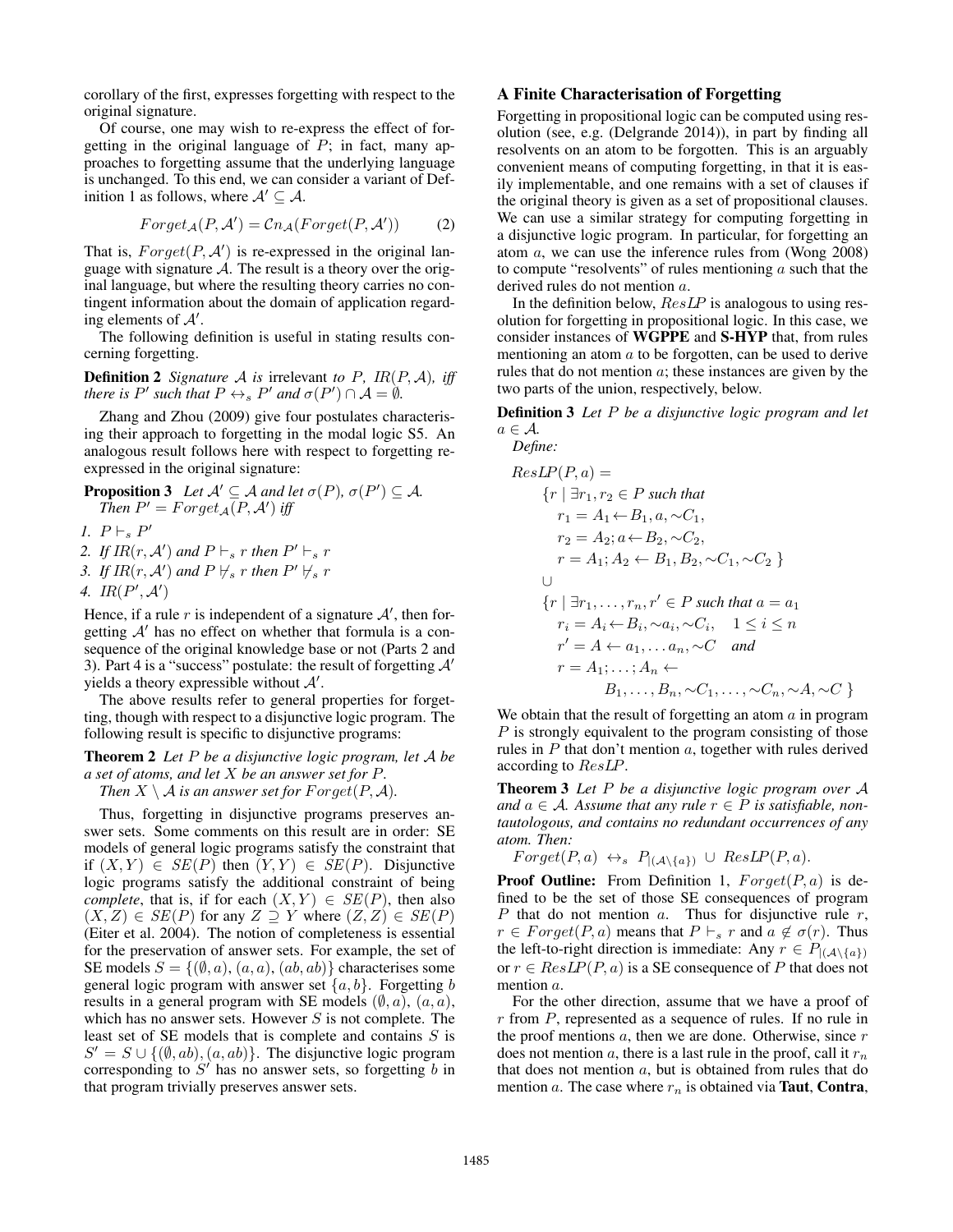corollary of the first, expresses forgetting with respect to the original signature.

Of course, one may wish to re-express the effect of forgetting in the original language of $P$; in fact, many approaches to forgetting assume that the underlying language is unchanged. To this end, we can consider a variant of Definition 1 as follows, where $\mathcal{A}' \subseteq \mathcal{A}$.

$$Forget_{\mathcal{A}}(P, \mathcal{A}') = \mathcal{C}n_{\mathcal{A}}(Forget(P, \mathcal{A}')) \tag{2}$$

That is, $Forget(P, \mathcal{A}')$ is re-expressed in the original language with signature $\mathcal{A}$. The result is a theory over the original language, but where the resulting theory carries no contingent information about the domain of application regarding elements of $\mathcal{A}'$.

The following definition is useful in stating results concerning forgetting.

**Definition 2** *Signature $\mathcal{A}$ is* irrelevant *to $P$, $IR(P, \mathcal{A})$, iff there is $P'$ such that $P \leftrightarrow_s P'$ and $\sigma(P') \cap \mathcal{A} = \emptyset$.*

Zhang and Zhou (2009) give four postulates characterising their approach to forgetting in the modal logic S5. An analogous result follows here with respect to forgetting re-expressed in the original signature:

**Proposition 3** *Let $\mathcal{A}' \subseteq \mathcal{A}$ and let $\sigma(P)$, $\sigma(P') \subseteq \mathcal{A}$. Then $P' = Forget_{\mathcal{A}}(P, \mathcal{A}')$ iff*

1. *$P \vdash_s P'$*
2. *If $IR(r, \mathcal{A}')$ and $P \vdash_s r$ then $P' \vdash_s r$*
3. *If $IR(r, \mathcal{A}')$ and $P \not\vdash_s r$ then $P' \not\vdash_s r$*
4. *$IR(P', \mathcal{A}')$*

Hence, if a rule $r$ is independent of a signature $\mathcal{A}'$, then forgetting $\mathcal{A}'$ has no effect on whether that formula is a consequence of the original knowledge base or not (Parts 2 and 3). Part 4 is a "success" postulate: the result of forgetting $\mathcal{A}'$ yields a theory expressible without $\mathcal{A}'$.

The above results refer to general properties for forgetting, though with respect to a disjunctive logic program. The following result is specific to disjunctive programs:

**Theorem 2** *Let $P$ be a disjunctive logic program, let $\mathcal{A}$ be a set of atoms, and let $X$ be an answer set for $P$. Then $X \setminus \mathcal{A}$ is an answer set for $Forget(P, \mathcal{A})$.*

Thus, forgetting in disjunctive programs preserves answer sets. Some comments on this result are in order: SE models of general logic programs satisfy the constraint that if $(X, Y) \in SE(P)$ then $(Y, Y) \in SE(P)$. Disjunctive logic programs satisfy the additional constraint of being *complete*, that is, if for each $(X, Y) \in SE(P)$, then also $(X, Z) \in SE(P)$ for any $Z \supseteq Y$ where $(Z, Z) \in SE(P)$ (Eiter et al. 2004). The notion of completeness is essential for the preservation of answer sets. For example, the set of SE models $S = \{(\emptyset, a), (a, a), (ab, ab)\}$ characterises some general logic program with answer set $\{a, b\}$. Forgetting $b$ results in a general program with SE models $(\emptyset, a)$, $(a, a)$, which has no answer sets. However $S$ is not complete. The least set of SE models that is complete and contains $S$ is $S' = S \cup \{(\emptyset, ab), (a, ab)\}$. The disjunctive logic program corresponding to $S'$ has no answer sets, so forgetting $b$ in that program trivially preserves answer sets.

## A Finite Characterisation of Forgetting

Forgetting in propositional logic can be computed using resolution (see, e.g. (Delgrande 2014)), in part by finding all resolvents on an atom to be forgotten. This is an arguably convenient means of computing forgetting, in that it is easily implementable, and one remains with a set of clauses if the original theory is given as a set of propositional clauses. We can use a similar strategy for computing forgetting in a disjunctive logic program. In particular, for forgetting an atom $a$, we can use the inference rules from (Wong 2008) to compute "resolvents" of rules mentioning $a$ such that the derived rules do not mention $a$.

In the definition below, $ResLP$ is analogous to using resolution for forgetting in propositional logic. In this case, we consider instances of **WGPPE** and **S-HYP** that, from rules mentioning an atom $a$ to be forgotten, can be used to derive rules that do not mention $a$; these instances are given by the two parts of the union, respectively, below.

**Definition 3** *Let $P$ be a disjunctive logic program and let $a \in \mathcal{A}$.*
*Define:*

$$
\begin{aligned}
&ResLP(P, a) = \\
&\quad \{r \mid \exists r_1, r_2 \in P \text{ such that} \\
&\quad\quad r_1 = A_1 \leftarrow B_1, a, \sim C_1, \\
&\quad\quad r_2 = A_2; a \leftarrow B_2, \sim C_2, \\
&\quad\quad r = A_1; A_2 \leftarrow B_1, B_2, \sim C_1, \sim C_2 \ \} \\
&\quad \cup \\
&\quad \{r \mid \exists r_1, \ldots, r_n, r' \in P \text{ such that } a = a_1 \\
&\quad\quad r_i = A_i \leftarrow B_i, \sim a_i, \sim C_i, \quad 1 \leq i \leq n \\
&\quad\quad r' = A \leftarrow a_1, \ldots a_n, \sim C \quad \text{and} \\
&\quad\quad r = A_1; \ldots; A_n \leftarrow \\
&\quad\quad\quad\quad B_1, \ldots, B_n, \sim C_1, \ldots, \sim C_n, \sim A, \sim C \ \}
\end{aligned}
$$

We obtain that the result of forgetting an atom $a$ in program $P$ is strongly equivalent to the program consisting of those rules in $P$ that don't mention $a$, together with rules derived according to $ResLP$.

**Theorem 3** *Let $P$ be a disjunctive logic program over $\mathcal{A}$ and $a \in \mathcal{A}$. Assume that any rule $r \in P$ is satisfiable, non-tautologous, and contains no redundant occurrences of any atom. Then:*

$$Forget(P, a) \ \leftrightarrow_s \ P_{|(\mathcal{A} \setminus \{a\})} \ \cup \ ResLP(P, a).$$

**Proof Outline:** From Definition 1, $Forget(P, a)$ is defined to be the set of those SE consequences of program $P$ that do not mention $a$. Thus for disjunctive rule $r$, $r \in Forget(P, a)$ means that $P \vdash_s r$ and $a \notin \sigma(r)$. Thus the left-to-right direction is immediate: Any $r \in P_{|(\mathcal{A} \setminus \{a\})}$ or $r \in ResLP(P, a)$ is a SE consequence of $P$ that does not mention $a$.

For the other direction, assume that we have a proof of $r$ from $P$, represented as a sequence of rules. If no rule in the proof mentions $a$, then we are done. Otherwise, since $r$ does not mention $a$, there is a last rule in the proof, call it $r_n$ that does not mention $a$, but is obtained from rules that do mention $a$. The case where $r_n$ is obtained via **Taut**, **Contra**,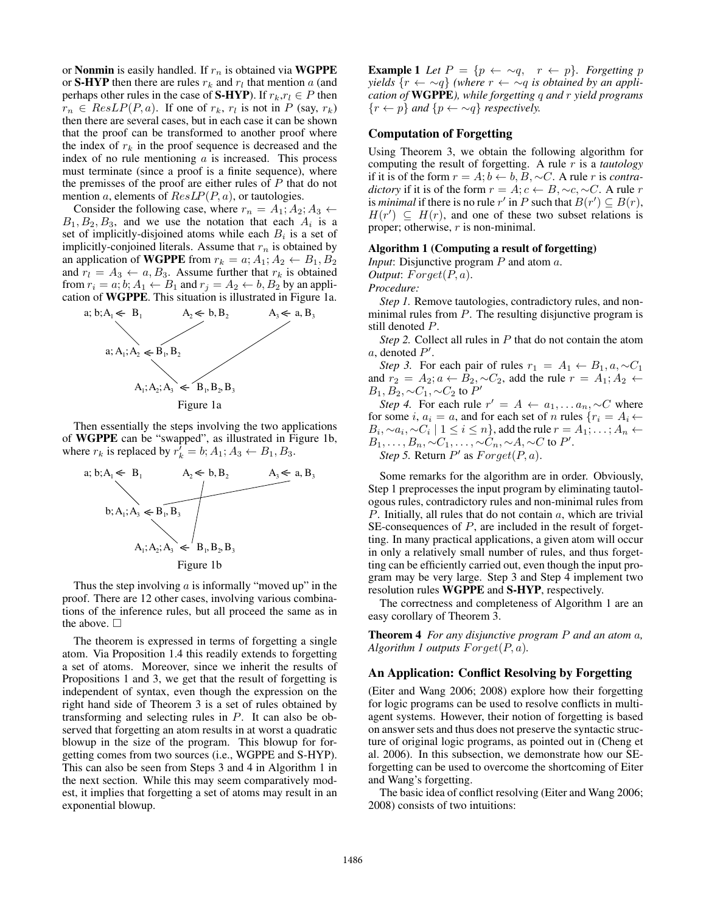or **Nonmin** is easily handled. If $r_n$ is obtained via **WGPPE** or **S-HYP** then there are rules $r_k$ and $r_l$ that mention $a$ (and perhaps other rules in the case of **S-HYP**). If $r_k, r_l \in P$ then $r_n \in ResLP(P, a)$. If one of $r_k$, $r_l$ is not in $P$ (say, $r_k$) then there are several cases, but in each case it can be shown that the proof can be transformed to another proof where the index of $r_k$ in the proof sequence is decreased and the index of no rule mentioning $a$ is increased. This process must terminate (since a proof is a finite sequence), where the premisses of the proof are either rules of $P$ that do not mention $a$, elements of $ResLP(P, a)$, or tautologies.

Consider the following case, where $r_n = A_1; A_2; A_3 \leftarrow B_1, B_2, B_3$, and we use the notation that each $A_i$ is a set of implicitly-disjoined atoms while each $B_i$ is a set of implicitly-conjoined literals. Assume that $r_n$ is obtained by an application of **WGPPE** from $r_k = a; A_1; A_2 \leftarrow B_1, B_2$ and $r_l = A_3 \leftarrow a, B_3$. Assume further that $r_k$ is obtained from $r_i = a; b; A_1 \leftarrow B_1$ and $r_j = A_2 \leftarrow b, B_2$ by an application of **WGPPE**. This situation is illustrated in Figure 1a.

a; b;A1 ← B1

A2 ← b, B2

A3 ← a, B3

a; A1;A2 ← B1, B2

A1;A2;A3 ← B1, B2, B3

Figure 1a

Then essentially the steps involving the two applications of **WGPPE** can be "swapped", as illustrated in Figure 1b, where $r_k$ is replaced by $r'_k = b; A_1; A_3 \leftarrow B_1, B_3$.

a; b;A1 ← B1

A2 ← b, B2

A3 ← a, B3

b; A1;A3 ← B1, B3

A1;A2;A3 ← B1, B2, B3

Figure 1b

Thus the step involving $a$ is informally "moved up" in the proof. There are 12 other cases, involving various combinations of the inference rules, but all proceed the same as in the above. □

The theorem is expressed in terms of forgetting a single atom. Via Proposition 1.4 this readily extends to forgetting a set of atoms. Moreover, since we inherit the results of Propositions 1 and 3, we get that the result of forgetting is independent of syntax, even though the expression on the right hand side of Theorem 3 is a set of rules obtained by transforming and selecting rules in $P$. It can also be observed that forgetting an atom results in at worst a quadratic blowup in the size of the program. This blowup for forgetting comes from two sources (i.e., WGPPE and S-HYP). This can also be seen from Steps 3 and 4 in Algorithm 1 in the next section. While this may seem comparatively modest, it implies that forgetting a set of atoms may result in an exponential blowup.

**Example 1** *Let $P = \{p \leftarrow \sim q, \quad r \leftarrow p\}$. Forgetting $p$ yields $\{r \leftarrow \sim q\}$ (where $r \leftarrow \sim q$ is obtained by an application of* **WGPPE***), while forgetting $q$ and $r$ yield programs $\{r \leftarrow p\}$ and $\{p \leftarrow \sim q\}$ respectively.*

## Computation of Forgetting

Using Theorem 3, we obtain the following algorithm for computing the result of forgetting. A rule $r$ is a *tautology* if it is of the form $r = A; b \leftarrow b, B, \sim C$. A rule $r$ is *contradictory* if it is of the form $r = A; c \leftarrow B, \sim c, \sim C$. A rule $r$ is *minimal* if there is no rule $r'$ in $P$ such that $B(r') \subseteq B(r)$, $H(r') \subseteq H(r)$, and one of these two subset relations is proper; otherwise, $r$ is non-minimal.

**Algorithm 1 (Computing a result of forgetting)**
*Input*: Disjunctive program $P$ and atom $a$.
*Output*: $Forget(P, a)$.
*Procedure:*

*Step 1.* Remove tautologies, contradictory rules, and non-minimal rules from $P$. The resulting disjunctive program is still denoted $P$.

*Step 2.* Collect all rules in $P$ that do not contain the atom $a$, denoted $P'$.

*Step 3.* For each pair of rules $r_1 = A_1 \leftarrow B_1, a, \sim C_1$ and $r_2 = A_2; a \leftarrow B_2, \sim C_2$, add the rule $r = A_1; A_2 \leftarrow B_1, B_2, \sim C_1, \sim C_2$ to $P'$

*Step 4.* For each rule $r' = A \leftarrow a_1, \ldots a_n, \sim C$ where for some $i$, $a_i = a$, and for each set of $n$ rules $\{r_i = A_i \leftarrow B_i, \sim a_i, \sim C_i \mid 1 \leq i \leq n\}$, add the rule $r = A_1; \ldots; A_n \leftarrow B_1, \ldots, B_n, \sim C_1, \ldots, \sim C_n, \sim A, \sim C$ to $P'$.

*Step 5.* Return $P'$ as $Forget(P, a)$.

Some remarks for the algorithm are in order. Obviously, Step 1 preprocesses the input program by eliminating tautologous rules, contradictory rules and non-minimal rules from $P$. Initially, all rules that do not contain $a$, which are trivial SE-consequences of $P$, are included in the result of forgetting. In many practical applications, a given atom will occur in only a relatively small number of rules, and thus forgetting can be efficiently carried out, even though the input program may be very large. Step 3 and Step 4 implement two resolution rules **WGPPE** and **S-HYP**, respectively.

The correctness and completeness of Algorithm 1 are an easy corollary of Theorem 3.

**Theorem 4** *For any disjunctive program $P$ and an atom $a$, Algorithm 1 outputs $Forget(P, a)$.*

## An Application: Conflict Resolving by Forgetting

(Eiter and Wang 2006; 2008) explore how their forgetting for logic programs can be used to resolve conflicts in multi-agent systems. However, their notion of forgetting is based on answer sets and thus does not preserve the syntactic structure of original logic programs, as pointed out in (Cheng et al. 2006). In this subsection, we demonstrate how our SE-forgetting can be used to overcome the shortcoming of Eiter and Wang's forgetting.

The basic idea of conflict resolving (Eiter and Wang 2006; 2008) consists of two intuitions: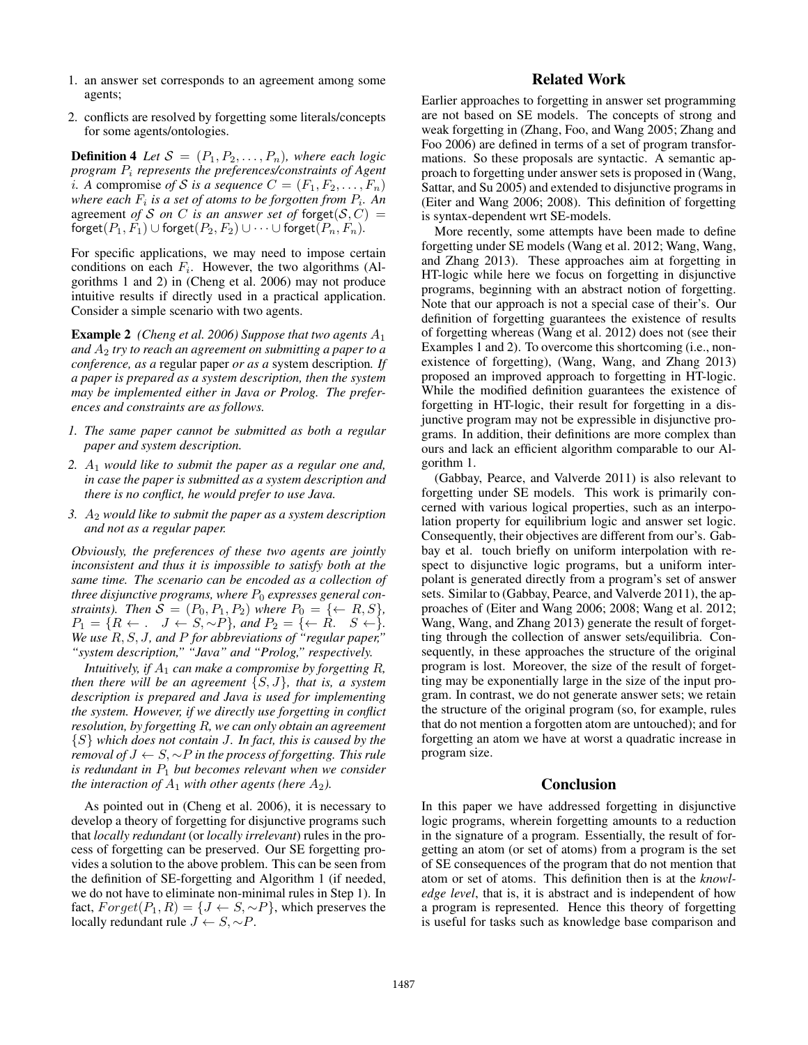1. an answer set corresponds to an agreement among some agents;
2. conflicts are resolved by forgetting some literals/concepts for some agents/ontologies.

**Definition 4** *Let $\mathcal{S} = (P_1, P_2, \ldots, P_n)$, where each logic program $P_i$ represents the preferences/constraints of Agent $i$. A* compromise *of $\mathcal{S}$ is a sequence $C = (F_1, F_2, \ldots, F_n)$ where each $F_i$ is a set of atoms to be forgotten from $P_i$. An* agreement *of $\mathcal{S}$ on $C$ is an answer set of $\mathsf{forget}(\mathcal{S}, C) = \mathsf{forget}(P_1, F_1) \cup \mathsf{forget}(P_2, F_2) \cup \cdots \cup \mathsf{forget}(P_n, F_n)$.*

For specific applications, we may need to impose certain conditions on each $F_i$. However, the two algorithms (Algorithms 1 and 2) in (Cheng et al. 2006) may not produce intuitive results if directly used in a practical application. Consider a simple scenario with two agents.

**Example 2** *(Cheng et al. 2006) Suppose that two agents $A_1$ and $A_2$ try to reach an agreement on submitting a paper to a conference, as a* regular paper *or as a* system description*. If a paper is prepared as a system description, then the system may be implemented either in Java or Prolog. The preferences and constraints are as follows.*

1. *The same paper cannot be submitted as both a regular paper and system description.*
2. *$A_1$ would like to submit the paper as a regular one and, in case the paper is submitted as a system description and there is no conflict, he would prefer to use Java.*
3. *$A_2$ would like to submit the paper as a system description and not as a regular paper.*

*Obviously, the preferences of these two agents are jointly inconsistent and thus it is impossible to satisfy both at the same time. The scenario can be encoded as a collection of three disjunctive programs, where $P_0$ expresses general constraints). Then $\mathcal{S} = (P_0, P_1, P_2)$ where $P_0 = \{\leftarrow R, S\}$, $P_1 = \{R \leftarrow . \quad J \leftarrow S, {\sim}P\}$, and $P_2 = \{\leftarrow R. \quad S \leftarrow\}$. We use $R, S, J$, and $P$ for abbreviations of "regular paper," "system description," "Java" and "Prolog," respectively.*

*Intuitively, if $A_1$ can make a compromise by forgetting $R$, then there will be an agreement $\{S, J\}$, that is, a system description is prepared and Java is used for implementing the system. However, if we directly use forgetting in conflict resolution, by forgetting $R$, we can only obtain an agreement $\{S\}$ which does not contain $J$. In fact, this is caused by the removal of $J \leftarrow S, {\sim}P$ in the process of forgetting. This rule is redundant in $P_1$ but becomes relevant when we consider the interaction of $A_1$ with other agents (here $A_2$).*

As pointed out in (Cheng et al. 2006), it is necessary to develop a theory of forgetting for disjunctive programs such that *locally redundant* (or *locally irrelevant*) rules in the process of forgetting can be preserved. Our SE forgetting provides a solution to the above problem. This can be seen from the definition of SE-forgetting and Algorithm 1 (if needed, we do not have to eliminate non-minimal rules in Step 1). In fact, $Forget(P_1, R) = \{J \leftarrow S, {\sim}P\}$, which preserves the locally redundant rule $J \leftarrow S, {\sim}P$.

## Related Work

Earlier approaches to forgetting in answer set programming are not based on SE models. The concepts of strong and weak forgetting in (Zhang, Foo, and Wang 2005; Zhang and Foo 2006) are defined in terms of a set of program transformations. So these proposals are syntactic. A semantic approach to forgetting under answer sets is proposed in (Wang, Sattar, and Su 2005) and extended to disjunctive programs in (Eiter and Wang 2006; 2008). This definition of forgetting is syntax-dependent wrt SE-models.

More recently, some attempts have been made to define forgetting under SE models (Wang et al. 2012; Wang, Wang, and Zhang 2013). These approaches aim at forgetting in HT-logic while here we focus on forgetting in disjunctive programs, beginning with an abstract notion of forgetting. Note that our approach is not a special case of their's. Our definition of forgetting guarantees the existence of results of forgetting whereas (Wang et al. 2012) does not (see their Examples 1 and 2). To overcome this shortcoming (i.e., non-existence of forgetting), (Wang, Wang, and Zhang 2013) proposed an improved approach to forgetting in HT-logic. While the modified definition guarantees the existence of forgetting in HT-logic, their result for forgetting in a disjunctive program may not be expressible in disjunctive programs. In addition, their definitions are more complex than ours and lack an efficient algorithm comparable to our Algorithm 1.

(Gabbay, Pearce, and Valverde 2011) is also relevant to forgetting under SE models. This work is primarily concerned with various logical properties, such as an interpolation property for equilibrium logic and answer set logic. Consequently, their objectives are different from our's. Gabbay et al. touch briefly on uniform interpolation with respect to disjunctive logic programs, but a uniform interpolant is generated directly from a program's set of answer sets. Similar to (Gabbay, Pearce, and Valverde 2011), the approaches of (Eiter and Wang 2006; 2008; Wang et al. 2012; Wang, Wang, and Zhang 2013) generate the result of forgetting through the collection of answer sets/equilibria. Consequently, in these approaches the structure of the original program is lost. Moreover, the size of the result of forgetting may be exponentially large in the size of the input program. In contrast, we do not generate answer sets; we retain the structure of the original program (so, for example, rules that do not mention a forgotten atom are untouched); and for forgetting an atom we have at worst a quadratic increase in program size.

## Conclusion

In this paper we have addressed forgetting in disjunctive logic programs, wherein forgetting amounts to a reduction in the signature of a program. Essentially, the result of forgetting an atom (or set of atoms) from a program is the set of SE consequences of the program that do not mention that atom or set of atoms. This definition then is at the *knowledge level*, that is, it is abstract and is independent of how a program is represented. Hence this theory of forgetting is useful for tasks such as knowledge base comparison and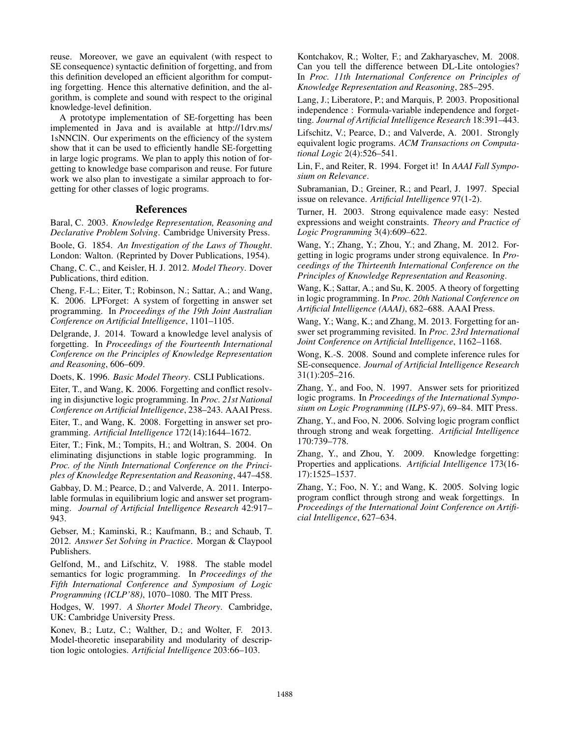reuse. Moreover, we gave an equivalent (with respect to SE consequence) syntactic definition of forgetting, and from this definition developed an efficient algorithm for computing forgetting. Hence this alternative definition, and the algorithm, is complete and sound with respect to the original knowledge-level definition.

A prototype implementation of SE-forgetting has been implemented in Java and is available at http://1drv.ms/1sNNClN. Our experiments on the efficiency of the system show that it can be used to efficiently handle SE-forgetting in large logic programs. We plan to apply this notion of forgetting to knowledge base comparison and reuse. For future work we also plan to investigate a similar approach to forgetting for other classes of logic programs.

## References

Baral, C. 2003. *Knowledge Representation, Reasoning and Declarative Problem Solving*. Cambridge University Press.

Boole, G. 1854. *An Investigation of the Laws of Thought*. London: Walton. (Reprinted by Dover Publications, 1954).

Chang, C. C., and Keisler, H. J. 2012. *Model Theory*. Dover Publications, third edition.

Cheng, F.-L.; Eiter, T.; Robinson, N.; Sattar, A.; and Wang, K. 2006. LPForget: A system of forgetting in answer set programming. In *Proceedings of the 19th Joint Australian Conference on Artificial Intelligence*, 1101–1105.

Delgrande, J. 2014. Toward a knowledge level analysis of forgetting. In *Proceedings of the Fourteenth International Conference on the Principles of Knowledge Representation and Reasoning*, 606–609.

Doets, K. 1996. *Basic Model Theory*. CSLI Publications.

Eiter, T., and Wang, K. 2006. Forgetting and conflict resolving in disjunctive logic programming. In *Proc. 21st National Conference on Artificial Intelligence*, 238–243. AAAI Press.

Eiter, T., and Wang, K. 2008. Forgetting in answer set programming. *Artificial Intelligence* 172(14):1644–1672.

Eiter, T.; Fink, M.; Tompits, H.; and Woltran, S. 2004. On eliminating disjunctions in stable logic programming. In *Proc. of the Ninth International Conference on the Principles of Knowledge Representation and Reasoning*, 447–458.

Gabbay, D. M.; Pearce, D.; and Valverde, A. 2011. Interpolable formulas in equilibrium logic and answer set programming. *Journal of Artificial Intelligence Research* 42:917–943.

Gebser, M.; Kaminski, R.; Kaufmann, B.; and Schaub, T. 2012. *Answer Set Solving in Practice*. Morgan & Claypool Publishers.

Gelfond, M., and Lifschitz, V. 1988. The stable model semantics for logic programming. In *Proceedings of the Fifth International Conference and Symposium of Logic Programming (ICLP'88)*, 1070–1080. The MIT Press.

Hodges, W. 1997. *A Shorter Model Theory*. Cambridge, UK: Cambridge University Press.

Konev, B.; Lutz, C.; Walther, D.; and Wolter, F. 2013. Model-theoretic inseparability and modularity of description logic ontologies. *Artificial Intelligence* 203:66–103.

Kontchakov, R.; Wolter, F.; and Zakharyaschev, M. 2008. Can you tell the difference between DL-Lite ontologies? In *Proc. 11th International Conference on Principles of Knowledge Representation and Reasoning*, 285–295.

Lang, J.; Liberatore, P.; and Marquis, P. 2003. Propositional independence : Formula-variable independence and forgetting. *Journal of Artificial Intelligence Research* 18:391–443.

Lifschitz, V.; Pearce, D.; and Valverde, A. 2001. Strongly equivalent logic programs. *ACM Transactions on Computational Logic* 2(4):526–541.

Lin, F., and Reiter, R. 1994. Forget it! In *AAAI Fall Symposium on Relevance*.

Subramanian, D.; Greiner, R.; and Pearl, J. 1997. Special issue on relevance. *Artificial Intelligence* 97(1-2).

Turner, H. 2003. Strong equivalence made easy: Nested expressions and weight constraints. *Theory and Practice of Logic Programming* 3(4):609–622.

Wang, Y.; Zhang, Y.; Zhou, Y.; and Zhang, M. 2012. Forgetting in logic programs under strong equivalence. In *Proceedings of the Thirteenth International Conference on the Principles of Knowledge Representation and Reasoning*.

Wang, K.; Sattar, A.; and Su, K. 2005. A theory of forgetting in logic programming. In *Proc. 20th National Conference on Artificial Intelligence (AAAI)*, 682–688. AAAI Press.

Wang, Y.; Wang, K.; and Zhang, M. 2013. Forgetting for answer set programming revisited. In *Proc. 23rd International Joint Conference on Artificial Intelligence*, 1162–1168.

Wong, K.-S. 2008. Sound and complete inference rules for SE-consequence. *Journal of Artificial Intelligence Research* 31(1):205–216.

Zhang, Y., and Foo, N. 1997. Answer sets for prioritized logic programs. In *Proceedings of the International Symposium on Logic Programming (ILPS-97)*, 69–84. MIT Press.

Zhang, Y., and Foo, N. 2006. Solving logic program conflict through strong and weak forgetting. *Artificial Intelligence* 170:739–778.

Zhang, Y., and Zhou, Y. 2009. Knowledge forgetting: Properties and applications. *Artificial Intelligence* 173(16-17):1525–1537.

Zhang, Y.; Foo, N. Y.; and Wang, K. 2005. Solving logic program conflict through strong and weak forgettings. In *Proceedings of the International Joint Conference on Artificial Intelligence*, 627–634.